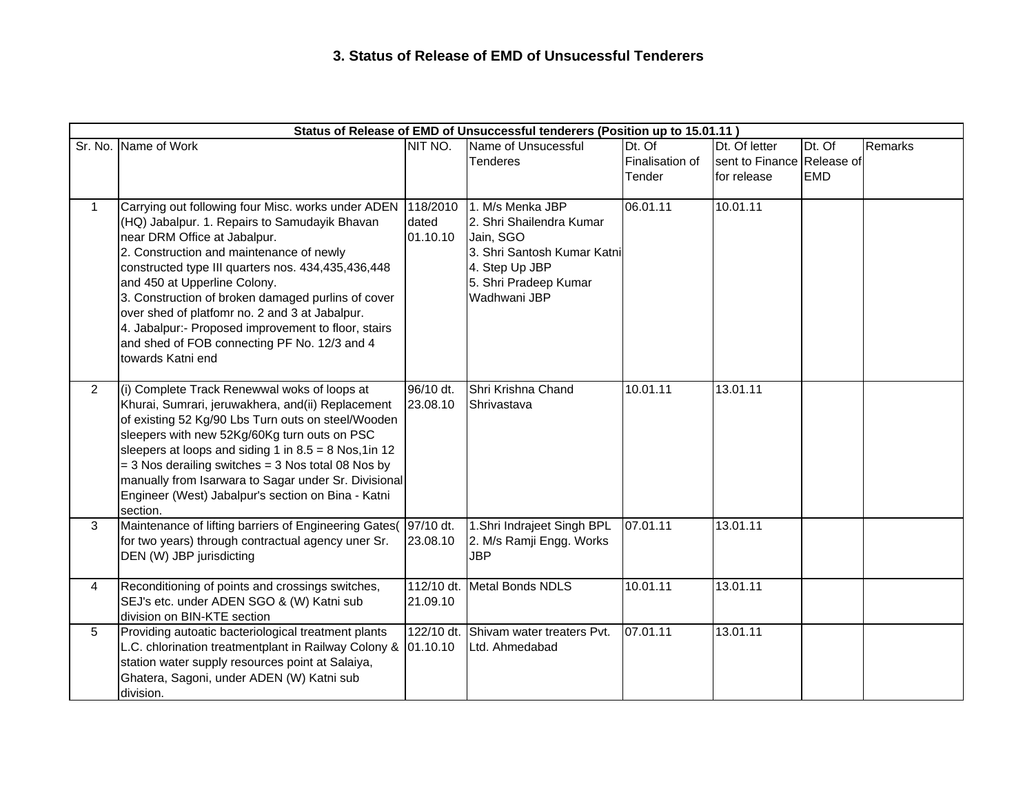### 3. Status of Release of EMD of Unsucessful Tenderers

| Status of Release of EMD of Unsuccessful tenderers (Position up to 15.01.11 ) | | | | | | | |
|---|---|---|---|---|---|---|---|
| Sr. No. | Name of Work | NIT NO. | Name of Unsucessful Tenderes | Dt. Of Finalisation of Tender | Dt. Of letter sent to Finance for release | Dt. Of Release of EMD | Remarks |
| 1 | Carrying out following four Misc. works under ADEN (HQ) Jabalpur. 1. Repairs to Samudayik Bhavan near DRM Office at Jabalpur.<br>2. Construction and maintenance of newly constructed type III quarters nos. 434,435,436,448 and 450 at Upperline Colony.<br>3. Construction of broken damaged purlins of cover over shed of platfomr no. 2 and 3 at Jabalpur.<br>4. Jabalpur:- Proposed improvement to floor, stairs and shed of FOB connecting PF No. 12/3 and 4 towards Katni end | 118/2010 dated 01.10.10 | 1. M/s Menka JBP<br>2. Shri Shailendra Kumar Jain, SGO<br>3. Shri Santosh Kumar Katni<br>4. Step Up JBP<br>5. Shri Pradeep Kumar Wadhwani JBP | 06.01.11 | 10.01.11 | | |
| 2 | (i) Complete Track Renewwal woks of loops at Khurai, Sumrari, jeruwakhera, and(ii) Replacement of existing 52 Kg/90 Lbs Turn outs on steel/Wooden sleepers with new 52Kg/60Kg turn outs on PSC sleepers at loops and siding 1 in 8.5 = 8 Nos,1in 12 = 3 Nos derailing switches = 3 Nos total 08 Nos by manually from Isarwara to Sagar under Sr. Divisional Engineer (West) Jabalpur's section on Bina - Katni section. | 96/10 dt. 23.08.10 | Shri Krishna Chand Shrivastava | 10.01.11 | 13.01.11 | | |
| 3 | Maintenance of lifting barriers of Engineering Gates( for two years) through contractual agency uner Sr. DEN (W) JBP jurisdicting | 97/10 dt. 23.08.10 | 1.Shri Indrajeet Singh BPL<br>2. M/s Ramji Engg. Works JBP | 07.01.11 | 13.01.11 | | |
| 4 | Reconditioning of points and crossings switches, SEJ's etc. under ADEN SGO & (W) Katni sub division on BIN-KTE section | 112/10 dt. 21.09.10 | Metal Bonds NDLS | 10.01.11 | 13.01.11 | | |
| 5 | Providing autoatic bacteriological treatment plants L.C. chlorination treatmentplant in Railway Colony & station water supply resources point at Salaiya, Ghatera, Sagoni, under ADEN (W) Katni sub division. | 122/10 dt. 01.10.10 | Shivam water treaters Pvt. Ltd. Ahmedabad | 07.01.11 | 13.01.11 | | |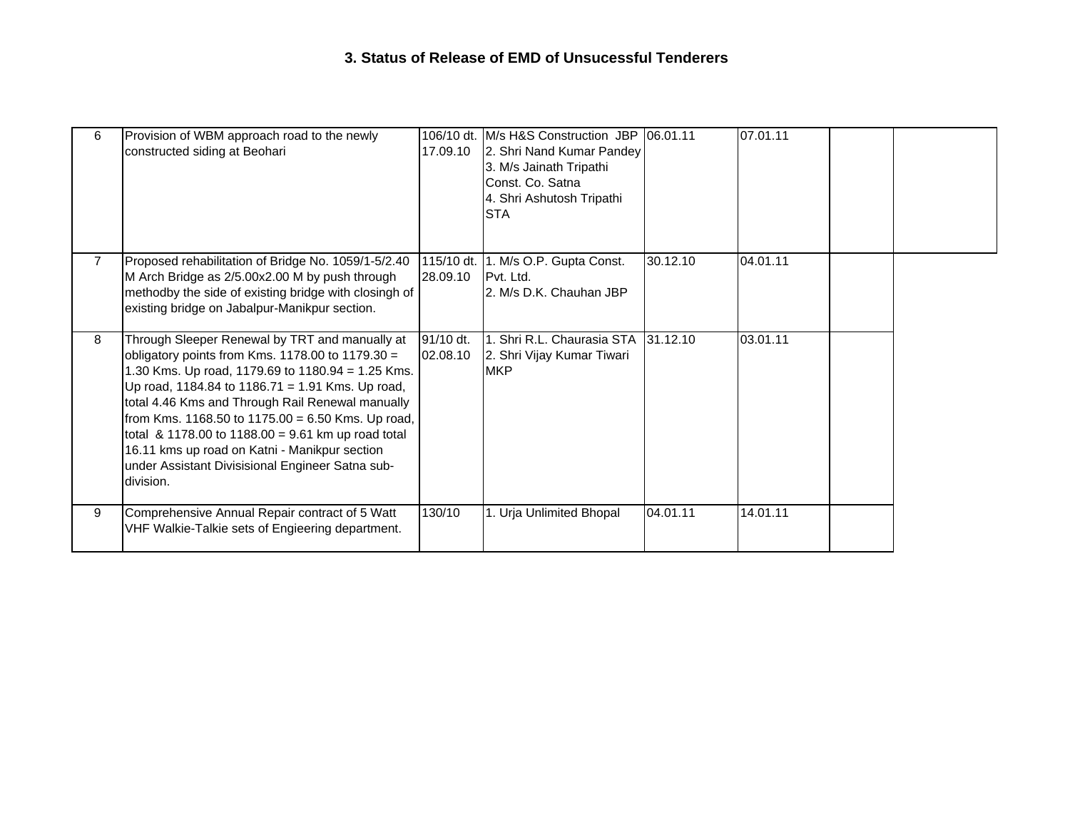### 3. Status of Release of EMD of Unsucessful Tenderers

| | | | | | | | |
|---|---|---|---|---|---|---|---|
| 6 | Provision of WBM approach road to the newly constructed siding at Beohari | 106/10 dt. 17.09.10 | M/s H&S Construction JBP<br>2. Shri Nand Kumar Pandey<br>3. M/s Jainath Tripathi Const. Co. Satna<br>4. Shri Ashutosh Tripathi STA | 06.01.11 | 07.01.11 | | |
| 7 | Proposed rehabilitation of Bridge No. 1059/1-5/2.40 M Arch Bridge as 2/5.00x2.00 M by push through methodby the side of existing bridge with closingh of existing bridge on Jabalpur-Manikpur section. | 115/10 dt. 28.09.10 | 1. M/s O.P. Gupta Const. Pvt. Ltd.<br>2. M/s D.K. Chauhan JBP | 30.12.10 | 04.01.11 | | |
| 8 | Through Sleeper Renewal by TRT and manually at obligatory points from Kms. 1178.00 to 1179.30 = 1.30 Kms. Up road, 1179.69 to 1180.94 = 1.25 Kms. Up road, 1184.84 to 1186.71 = 1.91 Kms. Up road, total 4.46 Kms and Through Rail Renewal manually from Kms. 1168.50 to 1175.00 = 6.50 Kms. Up road, total & 1178.00 to 1188.00 = 9.61 km up road total 16.11 kms up road on Katni - Manikpur section under Assistant Divisisional Engineer Satna sub-division. | 91/10 dt. 02.08.10 | 1. Shri R.L. Chaurasia STA<br>2. Shri Vijay Kumar Tiwari MKP | 31.12.10 | 03.01.11 | | |
| 9 | Comprehensive Annual Repair contract of 5 Watt VHF Walkie-Talkie sets of Engieering department. | 130/10 | 1. Urja Unlimited Bhopal | 04.01.11 | 14.01.11 | | |